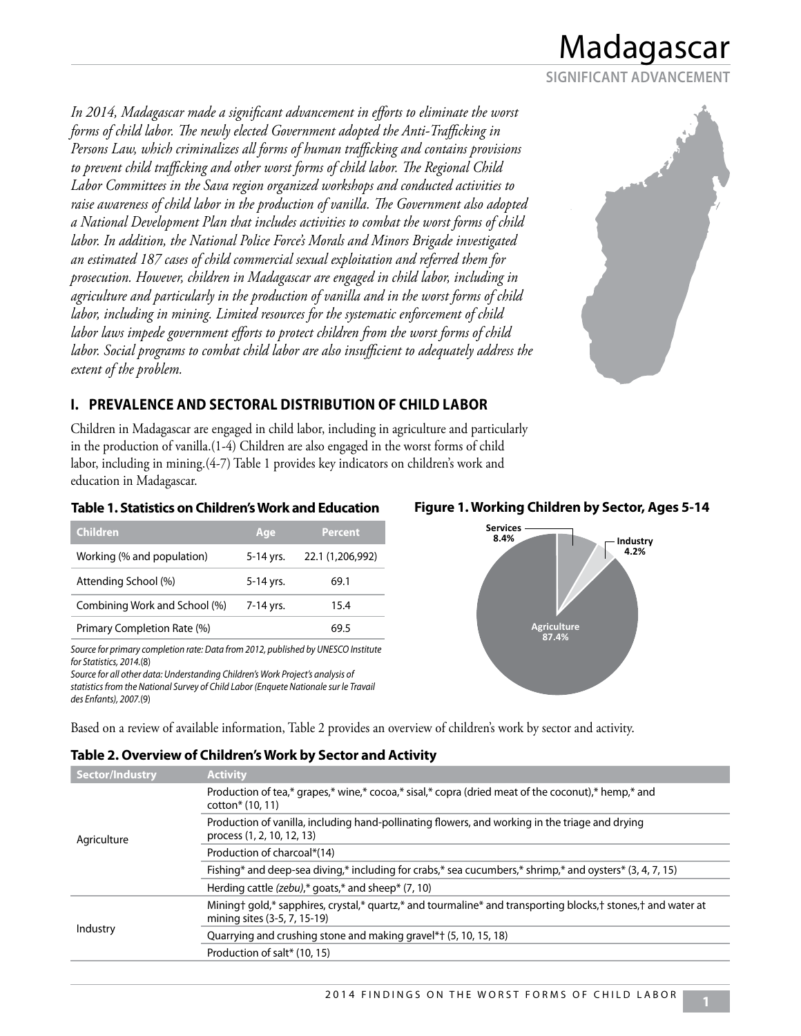# Madagascar

**SIGNIFICANT ADVANCEMENT**

*In 2014, Madagascar made a significant advancement in efforts to eliminate the worst forms of child labor. The newly elected Government adopted the Anti-Trafficking in Persons Law, which criminalizes all forms of human trafficking and contains provisions to prevent child trafficking and other worst forms of child labor. The Regional Child Labor Committees in the Sava region organized workshops and conducted activities to raise awareness of child labor in the production of vanilla. The Government also adopted a National Development Plan that includes activities to combat the worst forms of child labor. In addition, the National Police Force's Morals and Minors Brigade investigated an estimated 187 cases of child commercial sexual exploitation and referred them for prosecution. However, children in Madagascar are engaged in child labor, including in agriculture and particularly in the production of vanilla and in the worst forms of child labor, including in mining. Limited resources for the systematic enforcement of child labor laws impede government efforts to protect children from the worst forms of child labor. Social programs to combat child labor are also insufficient to adequately address the extent of the problem.*

## I. PREVALENCE AND SECTORAL DISTRIBUTION OF CHILD LABOR

Children in Madagascar are engaged in child labor, including in agriculture and particularly in the production of vanilla.(1-4) Children are also engaged in the worst forms of child labor, including in mining.(4-7) Table 1 provides key indicators on children's work and education in Madagascar.

**Table 1. Statistics on Children's Work and Education**

| Children | Age | Percent |
|---|---|---|
| Working (% and population) | 5-14 yrs. | 22.1 (1,206,992) |
| Attending School (%) | 5-14 yrs. | 69.1 |
| Combining Work and School (%) | 7-14 yrs. | 15.4 |
| Primary Completion Rate (%) | | 69.5 |

*Source for primary completion rate: Data from 2012, published by UNESCO Institute for Statistics, 2014.*(8)
*Source for all other data: Understanding Children's Work Project's analysis of statistics from the National Survey of Child Labor (Enquete Nationale sur le Travail des Enfants), 2007.*(9)

**Figure 1. Working Children by Sector, Ages 5-14**

| Sector | Percent |
|---|---|
| Services | 8.4% |
| Industry | 4.2% |
| Agriculture | 87.4% |

Based on a review of available information, Table 2 provides an overview of children's work by sector and activity.

**Table 2. Overview of Children's Work by Sector and Activity**

| Sector/Industry | Activity |
|---|---|
| Agriculture | Production of tea,* grapes,* wine,* cocoa,* sisal,* copra (dried meat of the coconut),* hemp,* and cotton* (10, 11) |
| | Production of vanilla, including hand-pollinating flowers, and working in the triage and drying process (1, 2, 10, 12, 13) |
| | Production of charcoal*(14) |
| | Fishing* and deep-sea diving,* including for crabs,* sea cucumbers,* shrimp,* and oysters* (3, 4, 7, 15) |
| | Herding cattle *(zebu)*,* goats,* and sheep* (7, 10) |
| Industry | Mining† gold,* sapphires, crystal,* quartz,* and tourmaline* and transporting blocks,† stones,† and water at mining sites (3-5, 7, 15-19) |
| | Quarrying and crushing stone and making gravel*† (5, 10, 15, 18) |
| | Production of salt* (10, 15) |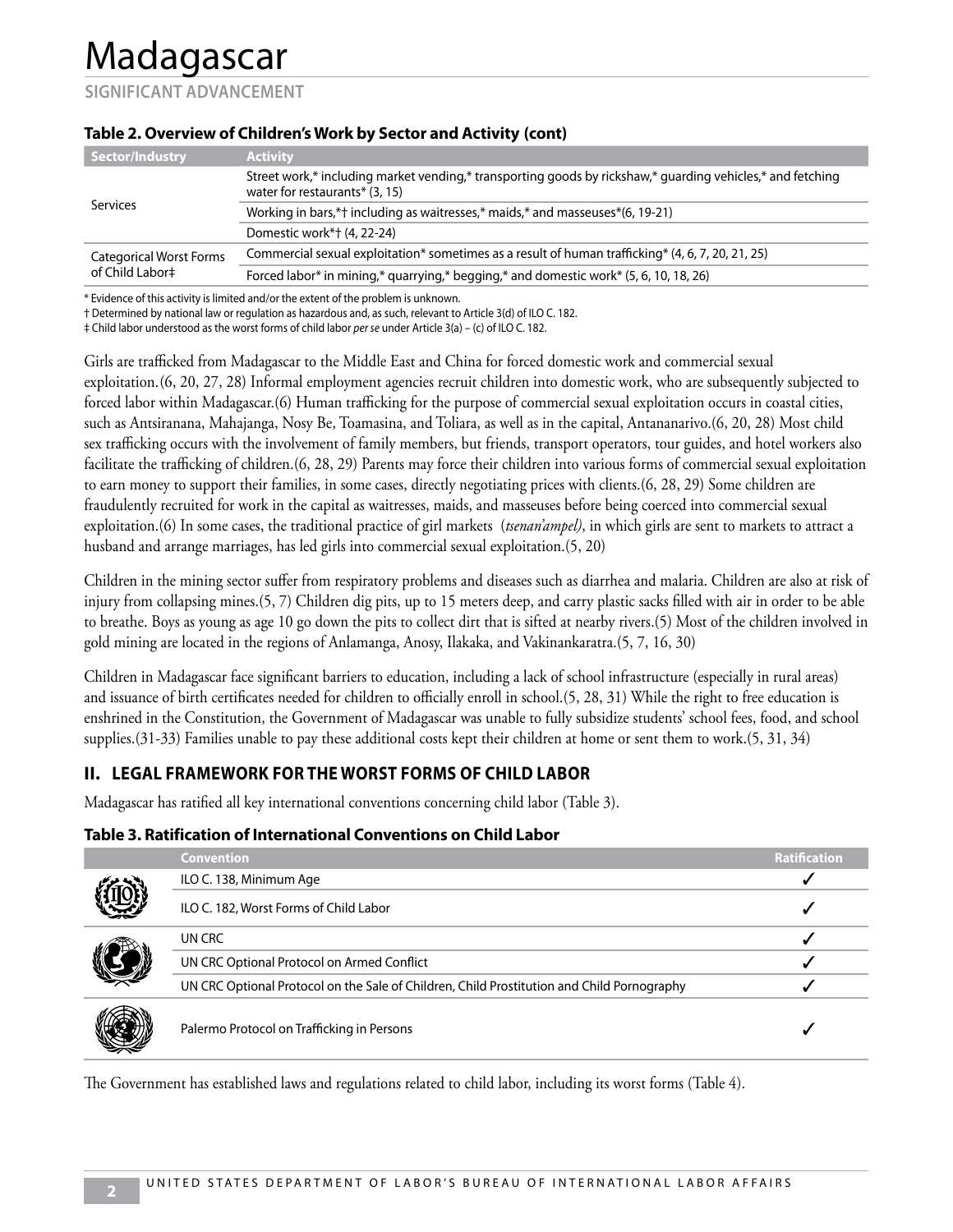# Madagascar

**SIGNIFICANT ADVANCEMENT**

### Table 2. Overview of Children's Work by Sector and Activity (cont)

| Sector/Industry | Activity |
|---|---|
| Services | Street work,* including market vending,* transporting goods by rickshaw,* guarding vehicles,* and fetching water for restaurants* (3, 15) |
| | Working in bars,*† including as waitresses,* maids,* and masseuses*(6, 19-21) |
| | Domestic work*† (4, 22-24) |
| Categorical Worst Forms of Child Labor‡ | Commercial sexual exploitation* sometimes as a result of human trafficking* (4, 6, 7, 20, 21, 25) |
| | Forced labor* in mining,* quarrying,* begging,* and domestic work* (5, 6, 10, 18, 26) |

\* Evidence of this activity is limited and/or the extent of the problem is unknown.
† Determined by national law or regulation as hazardous and, as such, relevant to Article 3(d) of ILO C. 182.
‡ Child labor understood as the worst forms of child labor *per se* under Article 3(a) – (c) of ILO C. 182.

Girls are trafficked from Madagascar to the Middle East and China for forced domestic work and commercial sexual exploitation.(6, 20, 27, 28) Informal employment agencies recruit children into domestic work, who are subsequently subjected to forced labor within Madagascar.(6) Human trafficking for the purpose of commercial sexual exploitation occurs in coastal cities, such as Antsiranana, Mahajanga, Nosy Be, Toamasina, and Toliara, as well as in the capital, Antananarivo.(6, 20, 28) Most child sex trafficking occurs with the involvement of family members, but friends, transport operators, tour guides, and hotel workers also facilitate the trafficking of children.(6, 28, 29) Parents may force their children into various forms of commercial sexual exploitation to earn money to support their families, in some cases, directly negotiating prices with clients.(6, 28, 29) Some children are fraudulently recruited for work in the capital as waitresses, maids, and masseuses before being coerced into commercial sexual exploitation.(6) In some cases, the traditional practice of girl markets (*tsenan'ampel)*, in which girls are sent to markets to attract a husband and arrange marriages, has led girls into commercial sexual exploitation.(5, 20)

Children in the mining sector suffer from respiratory problems and diseases such as diarrhea and malaria. Children are also at risk of injury from collapsing mines.(5, 7) Children dig pits, up to 15 meters deep, and carry plastic sacks filled with air in order to be able to breathe. Boys as young as age 10 go down the pits to collect dirt that is sifted at nearby rivers.(5) Most of the children involved in gold mining are located in the regions of Anlamanga, Anosy, Ilakaka, and Vakinankaratra.(5, 7, 16, 30)

Children in Madagascar face significant barriers to education, including a lack of school infrastructure (especially in rural areas) and issuance of birth certificates needed for children to officially enroll in school.(5, 28, 31) While the right to free education is enshrined in the Constitution, the Government of Madagascar was unable to fully subsidize students' school fees, food, and school supplies.(31-33) Families unable to pay these additional costs kept their children at home or sent them to work.(5, 31, 34)

## II. LEGAL FRAMEWORK FOR THE WORST FORMS OF CHILD LABOR

Madagascar has ratified all key international conventions concerning child labor (Table 3).

### Table 3. Ratification of International Conventions on Child Labor

| Convention | Ratification |
|---|---|
| ILO C. 138, Minimum Age | ✓ |
| ILO C. 182, Worst Forms of Child Labor | ✓ |
| UN CRC | ✓ |
| UN CRC Optional Protocol on Armed Conflict | ✓ |
| UN CRC Optional Protocol on the Sale of Children, Child Prostitution and Child Pornography | ✓ |
| Palermo Protocol on Trafficking in Persons | ✓ |

The Government has established laws and regulations related to child labor, including its worst forms (Table 4).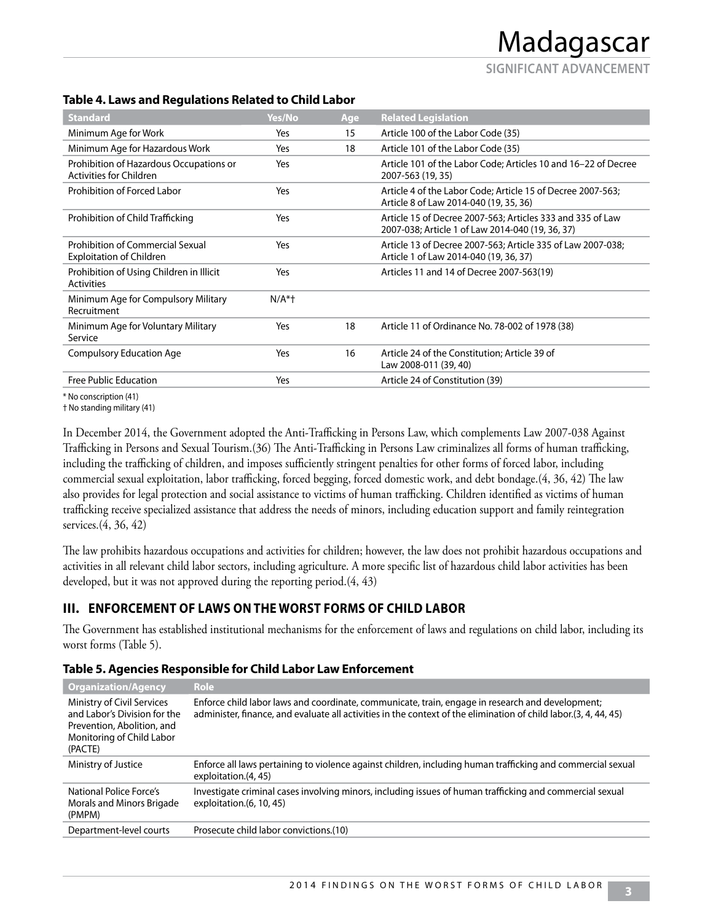**Table 4. Laws and Regulations Related to Child Labor**

| Standard | Yes/No | Age | Related Legislation |
| --- | --- | --- | --- |
| Minimum Age for Work | Yes | 15 | Article 100 of the Labor Code (35) |
| Minimum Age for Hazardous Work | Yes | 18 | Article 101 of the Labor Code (35) |
| Prohibition of Hazardous Occupations or Activities for Children | Yes | | Article 101 of the Labor Code; Articles 10 and 16–22 of Decree 2007-563 (19, 35) |
| Prohibition of Forced Labor | Yes | | Article 4 of the Labor Code; Article 15 of Decree 2007-563; Article 8 of Law 2014-040 (19, 35, 36) |
| Prohibition of Child Trafficking | Yes | | Article 15 of Decree 2007-563; Articles 333 and 335 of Law 2007-038; Article 1 of Law 2014-040 (19, 36, 37) |
| Prohibition of Commercial Sexual Exploitation of Children | Yes | | Article 13 of Decree 2007-563; Article 335 of Law 2007-038; Article 1 of Law 2014-040 (19, 36, 37) |
| Prohibition of Using Children in Illicit Activities | Yes | | Articles 11 and 14 of Decree 2007-563(19) |
| Minimum Age for Compulsory Military Recruitment | N/A*† | | |
| Minimum Age for Voluntary Military Service | Yes | 18 | Article 11 of Ordinance No. 78-002 of 1978 (38) |
| Compulsory Education Age | Yes | 16 | Article 24 of the Constitution; Article 39 of Law 2008-011 (39, 40) |
| Free Public Education | Yes | | Article 24 of Constitution (39) |

* No conscription (41)
† No standing military (41)

In December 2014, the Government adopted the Anti-Trafficking in Persons Law, which complements Law 2007-038 Against Trafficking in Persons and Sexual Tourism.(36) The Anti-Trafficking in Persons Law criminalizes all forms of human trafficking, including the trafficking of children, and imposes sufficiently stringent penalties for other forms of forced labor, including commercial sexual exploitation, labor trafficking, forced begging, forced domestic work, and debt bondage.(4, 36, 42) The law also provides for legal protection and social assistance to victims of human trafficking. Children identified as victims of human trafficking receive specialized assistance that address the needs of minors, including education support and family reintegration services.(4, 36, 42)

The law prohibits hazardous occupations and activities for children; however, the law does not prohibit hazardous occupations and activities in all relevant child labor sectors, including agriculture. A more specific list of hazardous child labor activities has been developed, but it was not approved during the reporting period.(4, 43)

## III. ENFORCEMENT OF LAWS ON THE WORST FORMS OF CHILD LABOR

The Government has established institutional mechanisms for the enforcement of laws and regulations on child labor, including its worst forms (Table 5).

**Table 5. Agencies Responsible for Child Labor Law Enforcement**

| Organization/Agency | Role |
| --- | --- |
| Ministry of Civil Services and Labor's Division for the Prevention, Abolition, and Monitoring of Child Labor (PACTE) | Enforce child labor laws and coordinate, communicate, train, engage in research and development; administer, finance, and evaluate all activities in the context of the elimination of child labor.(3, 4, 44, 45) |
| Ministry of Justice | Enforce all laws pertaining to violence against children, including human trafficking and commercial sexual exploitation.(4, 45) |
| National Police Force's Morals and Minors Brigade (PMPM) | Investigate criminal cases involving minors, including issues of human trafficking and commercial sexual exploitation.(6, 10, 45) |
| Department-level courts | Prosecute child labor convictions.(10) |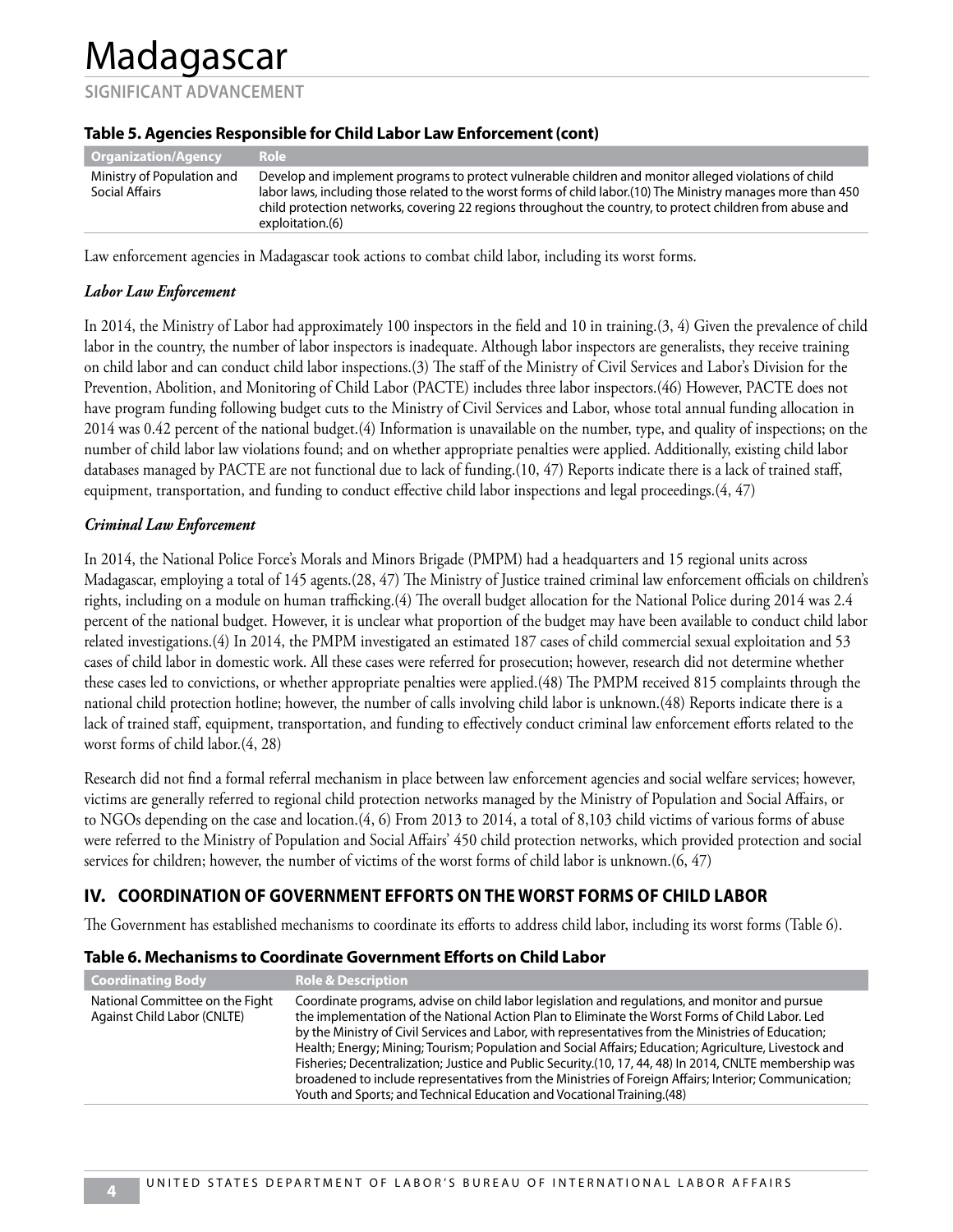# Madagascar

**SIGNIFICANT ADVANCEMENT**

**Table 5. Agencies Responsible for Child Labor Law Enforcement (cont)**

| Organization/Agency | Role |
|---|---|
| Ministry of Population and Social Affairs | Develop and implement programs to protect vulnerable children and monitor alleged violations of child labor laws, including those related to the worst forms of child labor.(10) The Ministry manages more than 450 child protection networks, covering 22 regions throughout the country, to protect children from abuse and exploitation.(6) |

Law enforcement agencies in Madagascar took actions to combat child labor, including its worst forms.

***Labor Law Enforcement***

In 2014, the Ministry of Labor had approximately 100 inspectors in the field and 10 in training.(3, 4) Given the prevalence of child labor in the country, the number of labor inspectors is inadequate. Although labor inspectors are generalists, they receive training on child labor and can conduct child labor inspections.(3) The staff of the Ministry of Civil Services and Labor's Division for the Prevention, Abolition, and Monitoring of Child Labor (PACTE) includes three labor inspectors.(46) However, PACTE does not have program funding following budget cuts to the Ministry of Civil Services and Labor, whose total annual funding allocation in 2014 was 0.42 percent of the national budget.(4) Information is unavailable on the number, type, and quality of inspections; on the number of child labor law violations found; and on whether appropriate penalties were applied. Additionally, existing child labor databases managed by PACTE are not functional due to lack of funding.(10, 47) Reports indicate there is a lack of trained staff, equipment, transportation, and funding to conduct effective child labor inspections and legal proceedings.(4, 47)

***Criminal Law Enforcement***

In 2014, the National Police Force's Morals and Minors Brigade (PMPM) had a headquarters and 15 regional units across Madagascar, employing a total of 145 agents.(28, 47) The Ministry of Justice trained criminal law enforcement officials on children's rights, including on a module on human trafficking.(4) The overall budget allocation for the National Police during 2014 was 2.4 percent of the national budget. However, it is unclear what proportion of the budget may have been available to conduct child labor related investigations.(4) In 2014, the PMPM investigated an estimated 187 cases of child commercial sexual exploitation and 53 cases of child labor in domestic work. All these cases were referred for prosecution; however, research did not determine whether these cases led to convictions, or whether appropriate penalties were applied.(48) The PMPM received 815 complaints through the national child protection hotline; however, the number of calls involving child labor is unknown.(48) Reports indicate there is a lack of trained staff, equipment, transportation, and funding to effectively conduct criminal law enforcement efforts related to the worst forms of child labor.(4, 28)

Research did not find a formal referral mechanism in place between law enforcement agencies and social welfare services; however, victims are generally referred to regional child protection networks managed by the Ministry of Population and Social Affairs, or to NGOs depending on the case and location.(4, 6) From 2013 to 2014, a total of 8,103 child victims of various forms of abuse were referred to the Ministry of Population and Social Affairs' 450 child protection networks, which provided protection and social services for children; however, the number of victims of the worst forms of child labor is unknown.(6, 47)

## IV. COORDINATION OF GOVERNMENT EFFORTS ON THE WORST FORMS OF CHILD LABOR

The Government has established mechanisms to coordinate its efforts to address child labor, including its worst forms (Table 6).

**Table 6. Mechanisms to Coordinate Government Efforts on Child Labor**

| Coordinating Body | Role & Description |
|---|---|
| National Committee on the Fight Against Child Labor (CNLTE) | Coordinate programs, advise on child labor legislation and regulations, and monitor and pursue the implementation of the National Action Plan to Eliminate the Worst Forms of Child Labor. Led by the Ministry of Civil Services and Labor, with representatives from the Ministries of Education; Health; Energy; Mining; Tourism; Population and Social Affairs; Education; Agriculture, Livestock and Fisheries; Decentralization; Justice and Public Security.(10, 17, 44, 48) In 2014, CNLTE membership was broadened to include representatives from the Ministries of Foreign Affairs; Interior; Communication; Youth and Sports; and Technical Education and Vocational Training.(48) |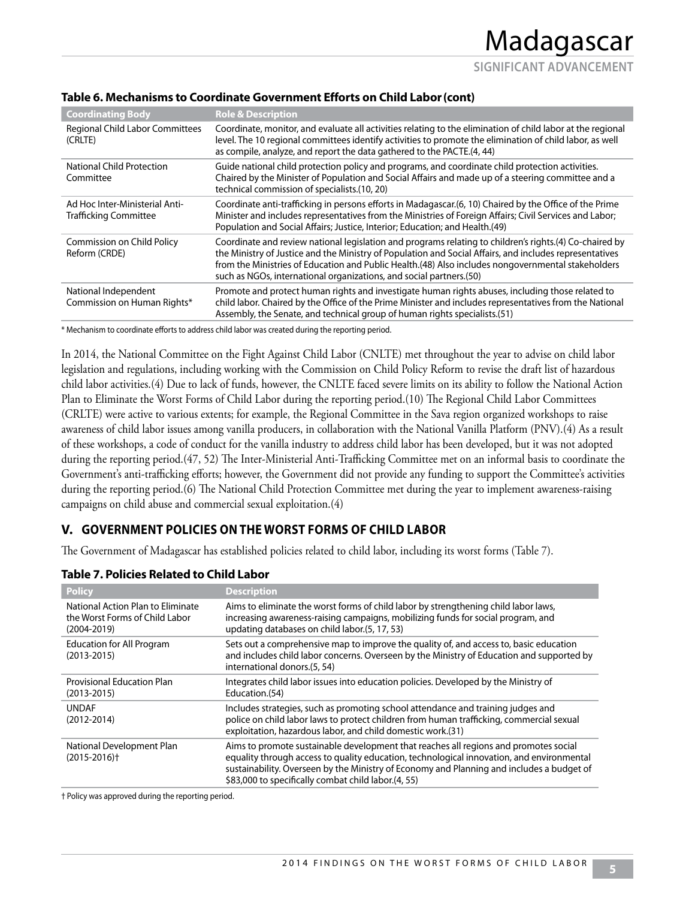**Table 6. Mechanisms to Coordinate Government Efforts on Child Labor (cont)**

| Coordinating Body | Role & Description |
|---|---|
| Regional Child Labor Committees (CRLTE) | Coordinate, monitor, and evaluate all activities relating to the elimination of child labor at the regional level. The 10 regional committees identify activities to promote the elimination of child labor, as well as compile, analyze, and report the data gathered to the PACTE.(4, 44) |
| National Child Protection Committee | Guide national child protection policy and programs, and coordinate child protection activities. Chaired by the Minister of Population and Social Affairs and made up of a steering committee and a technical commission of specialists.(10, 20) |
| Ad Hoc Inter-Ministerial Anti-Trafficking Committee | Coordinate anti-trafficking in persons efforts in Madagascar.(6, 10) Chaired by the Office of the Prime Minister and includes representatives from the Ministries of Foreign Affairs; Civil Services and Labor; Population and Social Affairs; Justice, Interior; Education; and Health.(49) |
| Commission on Child Policy Reform (CRDE) | Coordinate and review national legislation and programs relating to children's rights.(4) Co-chaired by the Ministry of Justice and the Ministry of Population and Social Affairs, and includes representatives from the Ministries of Education and Public Health.(48) Also includes nongovernmental stakeholders such as NGOs, international organizations, and social partners.(50) |
| National Independent Commission on Human Rights* | Promote and protect human rights and investigate human rights abuses, including those related to child labor. Chaired by the Office of the Prime Minister and includes representatives from the National Assembly, the Senate, and technical group of human rights specialists.(51) |

\* Mechanism to coordinate efforts to address child labor was created during the reporting period.

In 2014, the National Committee on the Fight Against Child Labor (CNLTE) met throughout the year to advise on child labor legislation and regulations, including working with the Commission on Child Policy Reform to revise the draft list of hazardous child labor activities.(4) Due to lack of funds, however, the CNLTE faced severe limits on its ability to follow the National Action Plan to Eliminate the Worst Forms of Child Labor during the reporting period.(10) The Regional Child Labor Committees (CRLTE) were active to various extents; for example, the Regional Committee in the Sava region organized workshops to raise awareness of child labor issues among vanilla producers, in collaboration with the National Vanilla Platform (PNV).(4) As a result of these workshops, a code of conduct for the vanilla industry to address child labor has been developed, but it was not adopted during the reporting period.(47, 52) The Inter-Ministerial Anti-Trafficking Committee met on an informal basis to coordinate the Government's anti-trafficking efforts; however, the Government did not provide any funding to support the Committee's activities during the reporting period.(6) The National Child Protection Committee met during the year to implement awareness-raising campaigns on child abuse and commercial sexual exploitation.(4)

## V. GOVERNMENT POLICIES ON THE WORST FORMS OF CHILD LABOR

The Government of Madagascar has established policies related to child labor, including its worst forms (Table 7).

**Table 7. Policies Related to Child Labor**

| Policy | Description |
|---|---|
| National Action Plan to Eliminate the Worst Forms of Child Labor (2004-2019) | Aims to eliminate the worst forms of child labor by strengthening child labor laws, increasing awareness-raising campaigns, mobilizing funds for social program, and updating databases on child labor.(5, 17, 53) |
| Education for All Program (2013-2015) | Sets out a comprehensive map to improve the quality of, and access to, basic education and includes child labor concerns. Overseen by the Ministry of Education and supported by international donors.(5, 54) |
| Provisional Education Plan (2013-2015) | Integrates child labor issues into education policies. Developed by the Ministry of Education.(54) |
| UNDAF (2012-2014) | Includes strategies, such as promoting school attendance and training judges and police on child labor laws to protect children from human trafficking, commercial sexual exploitation, hazardous labor, and child domestic work.(31) |
| National Development Plan (2015-2016)† | Aims to promote sustainable development that reaches all regions and promotes social equality through access to quality education, technological innovation, and environmental sustainability. Overseen by the Ministry of Economy and Planning and includes a budget of $83,000 to specifically combat child labor.(4, 55) |

† Policy was approved during the reporting period.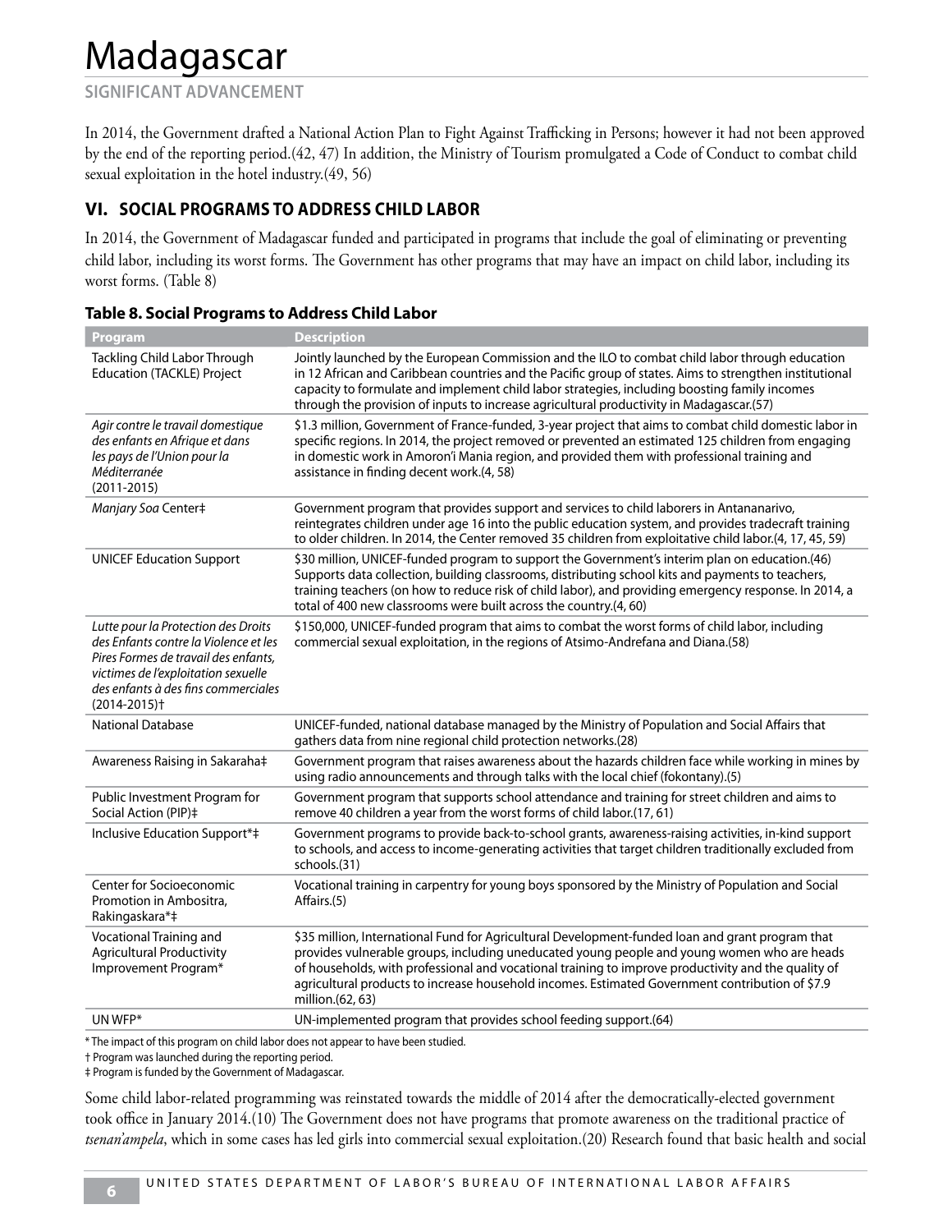# Madagascar

**SIGNIFICANT ADVANCEMENT**

In 2014, the Government drafted a National Action Plan to Fight Against Trafficking in Persons; however it had not been approved by the end of the reporting period.(42, 47) In addition, the Ministry of Tourism promulgated a Code of Conduct to combat child sexual exploitation in the hotel industry.(49, 56)

## VI. SOCIAL PROGRAMS TO ADDRESS CHILD LABOR

In 2014, the Government of Madagascar funded and participated in programs that include the goal of eliminating or preventing child labor, including its worst forms. The Government has other programs that may have an impact on child labor, including its worst forms. (Table 8)

**Table 8. Social Programs to Address Child Labor**

| Program | Description |
|---|---|
| Tackling Child Labor Through Education (TACKLE) Project | Jointly launched by the European Commission and the ILO to combat child labor through education in 12 African and Caribbean countries and the Pacific group of states. Aims to strengthen institutional capacity to formulate and implement child labor strategies, including boosting family incomes through the provision of inputs to increase agricultural productivity in Madagascar.(57) |
| *Agir contre le travail domestique des enfants en Afrique et dans les pays de l'Union pour la Méditerranée* (2011-2015) | $1.3 million, Government of France-funded, 3-year project that aims to combat child domestic labor in specific regions. In 2014, the project removed or prevented an estimated 125 children from engaging in domestic work in Amoron'i Mania region, and provided them with professional training and assistance in finding decent work.(4, 58) |
| *Manjary Soa* Center‡ | Government program that provides support and services to child laborers in Antananarivo, reintegrates children under age 16 into the public education system, and provides tradecraft training to older children. In 2014, the Center removed 35 children from exploitative child labor.(4, 17, 45, 59) |
| UNICEF Education Support | $30 million, UNICEF-funded program to support the Government's interim plan on education.(46) Supports data collection, building classrooms, distributing school kits and payments to teachers, training teachers (on how to reduce risk of child labor), and providing emergency response. In 2014, a total of 400 new classrooms were built across the country.(4, 60) |
| *Lutte pour la Protection des Droits des Enfants contre la Violence et les Pires Formes de travail des enfants, victimes de l'exploitation sexuelle des enfants à des fins commerciales* (2014-2015)† | $150,000, UNICEF-funded program that aims to combat the worst forms of child labor, including commercial sexual exploitation, in the regions of Atsimo-Andrefana and Diana.(58) |
| National Database | UNICEF-funded, national database managed by the Ministry of Population and Social Affairs that gathers data from nine regional child protection networks.(28) |
| Awareness Raising in Sakaraha‡ | Government program that raises awareness about the hazards children face while working in mines by using radio announcements and through talks with the local chief (fokontany).(5) |
| Public Investment Program for Social Action (PIP)‡ | Government program that supports school attendance and training for street children and aims to remove 40 children a year from the worst forms of child labor.(17, 61) |
| Inclusive Education Support*‡ | Government programs to provide back-to-school grants, awareness-raising activities, in-kind support to schools, and access to income-generating activities that target children traditionally excluded from schools.(31) |
| Center for Socioeconomic Promotion in Ambositra, Rakingaskara*‡ | Vocational training in carpentry for young boys sponsored by the Ministry of Population and Social Affairs.(5) |
| Vocational Training and Agricultural Productivity Improvement Program* | $35 million, International Fund for Agricultural Development-funded loan and grant program that provides vulnerable groups, including uneducated young people and young women who are heads of households, with professional and vocational training to improve productivity and the quality of agricultural products to increase household incomes. Estimated Government contribution of $7.9 million.(62, 63) |
| UN WFP* | UN-implemented program that provides school feeding support.(64) |

\* The impact of this program on child labor does not appear to have been studied.
† Program was launched during the reporting period.
‡ Program is funded by the Government of Madagascar.

Some child labor-related programming was reinstated towards the middle of 2014 after the democratically-elected government took office in January 2014.(10) The Government does not have programs that promote awareness on the traditional practice of *tsenan'ampela*, which in some cases has led girls into commercial sexual exploitation.(20) Research found that basic health and social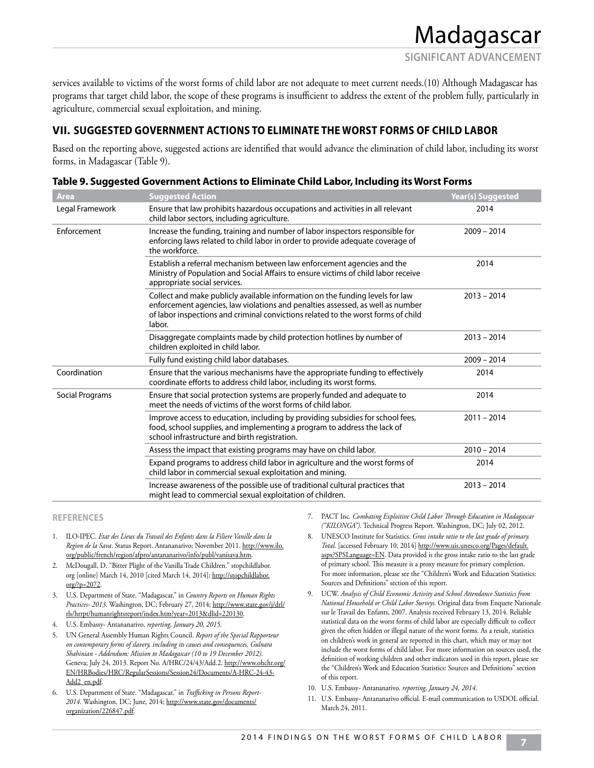services available to victims of the worst forms of child labor are not adequate to meet current needs.(10) Although Madagascar has programs that target child labor, the scope of these programs is insufficient to address the extent of the problem fully, particularly in agriculture, commercial sexual exploitation, and mining.

## VII. SUGGESTED GOVERNMENT ACTIONS TO ELIMINATE THE WORST FORMS OF CHILD LABOR

Based on the reporting above, suggested actions are identified that would advance the elimination of child labor, including its worst forms, in Madagascar (Table 9).

**Table 9. Suggested Government Actions to Eliminate Child Labor, Including its Worst Forms**

| Area | Suggested Action | Year(s) Suggested |
|---|---|---|
| Legal Framework | Ensure that law prohibits hazardous occupations and activities in all relevant child labor sectors, including agriculture. | 2014 |
| Enforcement | Increase the funding, training and number of labor inspectors responsible for enforcing laws related to child labor in order to provide adequate coverage of the workforce. | 2009 – 2014 |
| | Establish a referral mechanism between law enforcement agencies and the Ministry of Population and Social Affairs to ensure victims of child labor receive appropriate social services. | 2014 |
| | Collect and make publicly available information on the funding levels for law enforcement agencies, law violations and penalties assessed, as well as number of labor inspections and criminal convictions related to the worst forms of child labor. | 2013 – 2014 |
| | Disaggregate complaints made by child protection hotlines by number of children exploited in child labor. | 2013 – 2014 |
| | Fully fund existing child labor databases. | 2009 – 2014 |
| Coordination | Ensure that the various mechanisms have the appropriate funding to effectively coordinate efforts to address child labor, including its worst forms. | 2014 |
| Social Programs | Ensure that social protection systems are properly funded and adequate to meet the needs of victims of the worst forms of child labor. | 2014 |
| | Improve access to education, including by providing subsidies for school fees, food, school supplies, and implementing a program to address the lack of school infrastructure and birth registration. | 2011 – 2014 |
| | Assess the impact that existing programs may have on child labor. | 2010 – 2014 |
| | Expand programs to address child labor in agriculture and the worst forms of child labor in commercial sexual exploitation and mining. | 2014 |
| | Increase awareness of the possible use of traditional cultural practices that might lead to commercial sexual exploitation of children. | 2013 – 2014 |

### REFERENCES

1. ILO-IPEC. *Etat des Lieux du Travail des Enfants dans la Filiere Vanille dans la Region de la Sava*. Status Report. Antananarivo; November 2011. http://www.ilo.org/public/french/region/afpro/antananarivo/info/publ/vanisava.htm.
2. McDougall, D. "Bitter Plight of the Vanilla Trade Children." stopchildlabor.org [online] March 14, 2010 [cited March 14, 2014]; http://stopchildlabor.org/?p=2072.
3. U.S. Department of State. "Madagascar," in *Country Reports on Human Rights Practices- 2013*. Washington, DC; February 27, 2014; http://www.state.gov/j/drl/rls/hrrpt/humanrightsreport/index.htm?year=2013&dlid=220130.
4. U.S. Embassy- Antananarivo. *reporting, January 20, 2015*.
5. UN General Assembly Human Rights Council. *Report of the Special Rapporteur on contemporary forms of slavery, including its causes and consequences, Gulnara Shahinian - Addendum: Mission to Madagascar (10 to 19 December 2012)*. Geneva; July 24, 2013. Report No. A/HRC/24/43/Add.2. http://www.ohchr.org/EN/HRBodies/HRC/RegularSessions/Session24/Documents/A-HRC-24-43-Add2_en.pdf.
6. U.S. Department of State. "Madagascar," in *Trafficking in Persons Report- 2014*. Washington, DC; June, 2014; http://www.state.gov/documents/organization/226847.pdf.
7. PACT Inc. *Combating Exploitive Child Labor Through Education in Madagascar ("KILONGA")*. Technical Progress Report. Washington, DC; July 02, 2012.
8. UNESCO Institute for Statistics. *Gross intake ratio to the last grade of primary. Total*. [accessed February 10, 2014] http://www.uis.unesco.org/Pages/default.aspx?SPSLanguage=EN. Data provided is the gross intake ratio to the last grade of primary school. This measure is a proxy measure for primary completion. For more information, please see the "Children's Work and Education Statistics: Sources and Definitions" section of this report.
9. UCW. *Analysis of Child Economic Activity and School Attendance Statistics from National Household or Child Labor Surveys*. Original data from Enquete Nationale sur le Travail des Enfants, 2007. Analysis received February 13, 2014. Reliable statistical data on the worst forms of child labor are especially difficult to collect given the often hidden or illegal nature of the worst forms. As a result, statistics on children's work in general are reported in this chart, which may or may not include the worst forms of child labor. For more information on sources used, the definition of working children and other indicators used in this report, please see the "Children's Work and Education Statistics: Sources and Definitions" section of this report.
10. U.S. Embassy- Antananarivo. *reporting, January 24, 2014*.
11. U.S. Embassy- Antananarivo official. E-mail communication to USDOL official. March 24, 2011.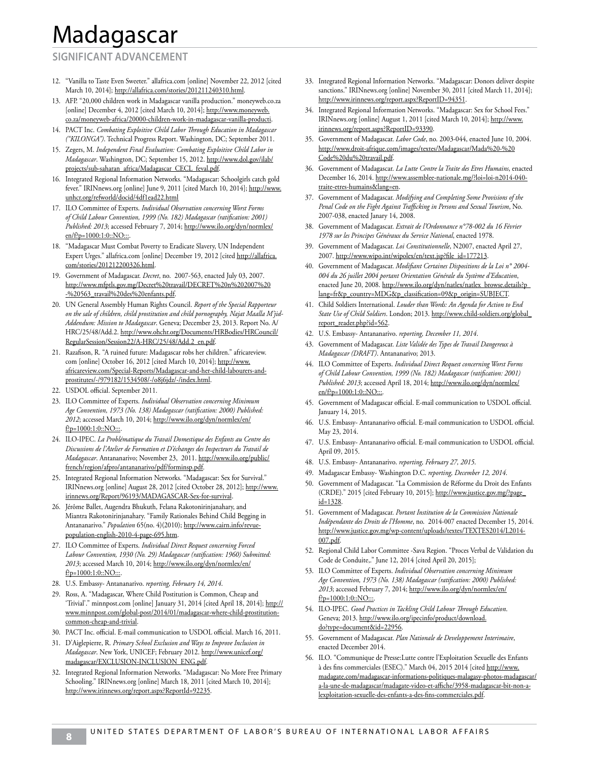# Madagascar

## SIGNIFICANT ADVANCEMENT

12. "Vanilla to Taste Even Sweeter." allafrica.com [online] November 22, 2012 [cited March 10, 2014]; http://allafrica.com/stories/201211240310.html.
13. AFP. "20,000 children work in Madagascar vanilla production." moneyweb.co.za [online] December 4, 2012 [cited March 10, 2014]; http://www.moneyweb.co.za/moneyweb-africa/20000-children-work-in-madagascar-vanilla-producti.
14. PACT Inc. *Combating Exploitive Child Labor Through Education in Madagascar ("KILONGA")*. Technical Progress Report. Washington, DC; September 2011.
15. Zegers, M. *Independent Final Evaluation: Combating Exploitive Child Labor in Madagascar*. Washington, DC; September 15, 2012. http://www.dol.gov/ilab/projects/sub-saharan_africa/Madagascar_CECL_feval.pdf.
16. Integrated Regional Information Networks. "Madagascar: Schoolgirls catch gold fever." IRINnews.org [online] June 9, 2011 [cited March 10, 2014]; http://www.unhcr.org/refworld/docid/4df1ead22.html
17. ILO Committee of Experts. *Individual Observation concerning Worst Forms of Child Labour Convention, 1999 (No. 182) Madagascar (ratification: 2001) Published: 2013*; accessed February 7, 2014; http://www.ilo.org/dyn/normlex/en/f?p=1000:1:0::NO:::.
18. "Madagascar Must Combat Poverty to Eradicate Slavery, UN Independent Expert Urges." allafrica.com [online] December 19, 2012 [cited http://allafrica.com/stories/201212200326.html.
19. Government of Madagascar. *Decret*, no. 2007-563, enacted July 03, 2007. http://www.mfptls.gov.mg/Decret%20travail/DECRET%20n%202007%20-%20563_travail%20des%20enfants.pdf.
20. UN General Assembly Human Rights Council. *Report of the Special Rapporteur on the sale of children, child prostitution and child pornography, Najat Maalla M'jid-Addendum: Mission to Madagascar*. Geneva; December 23, 2013. Report No. A/HRC/25/48/Add.2. http://www.ohchr.org/Documents/HRBodies/HRCouncil/RegularSession/Session22/A-HRC/25/48/Add.2_en.pdf.
21. Razafison, R. "A ruined future: Madagascar robs her children." africareview.com [online] October 16, 2012 [cited March 10, 2014]; http://www.africareview.com/Special-Reports/Madagascar-and-her-child-labourers-and-prostitutes/-/979182/1534508/-/o8j6jdz/-/index.html.
22. USDOL official. September 2011.
23. ILO Committee of Experts. *Individual Observation concerning Minimum Age Convention, 1973 (No. 138) Madagascar (ratification: 2000) Published: 2012*; accessed March 10, 2014; http://www.ilo.org/dyn/normlex/en/f?p=1000:1:0::NO:::.
24. ILO-IPEC. *La Problématique du Travail Domestique des Enfants au Centre des Discussions de l'Atelier de Formation et D'échanges des Inspecteurs du Travail de Madagascar*. Antananarivo; November 23, 2011. http://www.ilo.org/public/french/region/afpro/antananarivo/pdf/forminsp.pdf.
25. Integrated Regional Information Networks. "Madagascar: Sex for Survival." IRINnews.org [online] August 28, 2012 [cited October 28, 2012]; http://www.irinnews.org/Report/96193/MADAGASCAR-Sex-for-survival.
26. Jérôme Ballet, Augendra Bhukuth, Felana Rakotonirinjanahary, and Miantra Rakotonirinjanahary. "Family Rationales Behind Child Begging in Antananarivo." *Population* 65(no. 4)(2010); http://www.cairn.info/revue-population-english-2010-4-page-695.htm.
27. ILO Committee of Experts. *Individual Direct Request concerning Forced Labour Convention, 1930 (No. 29) Madagascar (ratification: 1960) Submitted: 2013*; accessed March 10, 2014; http://www.ilo.org/dyn/normlex/en/f?p=1000:1:0::NO:::.
28. U.S. Embassy- Antananarivo. *reporting, February 14, 2014*.
29. Ross, A. "Madagascar, Where Child Postitution is Common, Cheap and 'Trivial'." minnpost.com [online] January 31, 2014 [cited April 18, 2014]; http://www.minnpost.com/global-post/2014/01/madagascar-where-child-prostitution-common-cheap-and-trivial.
30. PACT Inc. official. E-mail communication to USDOL official. March 16, 2011.
31. D'Aiglepierre, R. *Primary School Exclusion and Ways to Improve Inclusion in Madagascar*. New York, UNICEF; February 2012. http://www.unicef.org/madagascar/EXCLUSION-INCLUSION_ENG.pdf.
32. Integrated Regional Information Networks. "Madagascar: No More Free Primary Schooling." IRINnews.org [online] March 18, 2011 [cited March 10, 2014]; http://www.irinnews.org/report.aspx?ReportId=92235.
33. Integrated Regional Information Networks. "Madagascar: Donors deliver despite sanctions." IRINnews.org [online] November 30, 2011 [cited March 11, 2014]; http://www.irinnews.org/report.aspx?ReportID=94351.
34. Integrated Regional Information Networks. "Madagascar: Sex for School Fees." IRINnews.org [online] August 1, 2011 [cited March 10, 2014]; http://www.irinnews.org/report.aspx?ReportID=93390.
35. Government of Madagascar. *Labor Code*, no. 2003-044, enacted June 10, 2004. http://www.droit-afrique.com/images/textes/Madagascar/Mada%20-%20Code%20du%20travail.pdf.
36. Government of Madagascar. *La Lutte Contre la Traite des Etres Humains*, enacted December 16, 2014. http://www.assemblee-nationale.mg/?loi=loi-n2014-040-traite-etres-humains&lang=en.
37. Government of Madagascar. *Modifying and Completing Some Provisions of the Penal Code on the Fight Against Trafficking in Persons and Sexual Tourism*, No. 2007-038, enacted Janary 14, 2008.
38. Government of Madagascar. *Extrait de l'Ordonnance n°78-002 du 16 Février 1978 sur les Principes Généraux du Service National*, enacted 1978.
39. Government of Madagascar. *Loi Constitutionnelle*, N2007, enacted April 27, 2007. http://www.wipo.int/wipolex/en/text.jsp?file_id=177213.
40. Government of Madagascar. *Modifiant Certaines Dispositions de la Loi n° 2004-004 du 26 juillet 2004 portant Orientation Générale du Système d'Education*, enacted June 20, 2008. http://www.ilo.org/dyn/natlex/natlex_browse.details?p_lang=fr&p_country=MDG&p_classification=09&p_origin=SUBJECT.
41. Child Soldiers International. *Louder than Words: An Agenda for Action to End State Use of Child Soldiers*. London; 2013. http://www.child-soldiers.org/global_report_reader.php?id=562.
42. U.S. Embassy- Antananarivo. *reporting, December 11, 2014*.
43. Government of Madagascar. *Liste Validée des Types de Travail Dangereux à Madagascar (DRAFT)*. Antananarivo; 2013.
44. ILO Committee of Experts. *Individual Direct Request concerning Worst Forms of Child Labour Convention, 1999 (No. 182) Madagascar (ratification: 2001) Published: 2013*; accessed April 18, 2014; http://www.ilo.org/dyn/normlex/en/f?p=1000:1:0::NO:::.
45. Government of Madagascar official. E-mail communication to USDOL official. January 14, 2015.
46. U.S. Embassy- Antananarivo official. E-mail communication to USDOL official. May 23, 2014.
47. U.S. Embassy- Antananarivo official. E-mail communication to USDOL official. April 09, 2015.
48. U.S. Embassy- Antananarivo. *reporting, February 27, 2015*.
49. Madagascar Embassy- Washington D.C. *reporting, December 12, 2014*.
50. Government of Madagascar. "La Commission de Réforme du Droit des Enfants (CRDE)." 2015 [cited February 10, 2015]; http://www.justice.gov.mg/?page_id=1328.
51. Government of Madagascar. *Portant Institution de la Commission Nationale Indépendante des Droits de l'Homme*, no. 2014-007 enacted December 15, 2014. http://www.justice.gov.mg/wp-content/uploads/textes/TEXTES2014/L2014-007.pdf.
52. Regional Child Labor Committee -Sava Region. "Proces Verbal de Validation du Code de Conduite,." June 12, 2014 [cited April 20, 2015];
53. ILO Committee of Experts. *Individual Observation concerning Minimum Age Convention, 1973 (No. 138) Madagascar (ratification: 2000) Published: 2013*; accessed February 7, 2014; http://www.ilo.org/dyn/normlex/en/f?p=1000:1:0::NO:::.
54. ILO-IPEC. *Good Practices in Tackling Child Labour Through Education*. Geneva; 2013. http://www.ilo.org/ipecinfo/product/download.do?type=document&id=22956.
55. Government of Madagascar. *Plan Nationale de Developpement Interimaire*, enacted December 2014.
56. ILO. "Communique de Presse:Lutte contre l'Exploitation Sexuelle des Enfants à des fins commerciales (ESEC)." March 04, 2015 2014 [cited http://www.madagate.com/madagascar-informations-politiques-malagasy-photos-madagascar/a-la-une-de-madagascar/madagate-video-et-affiche/3958-madagascar-bit-non-a-lexploitation-sexuelle-des-enfants-a-des-fins-commerciales.pdf.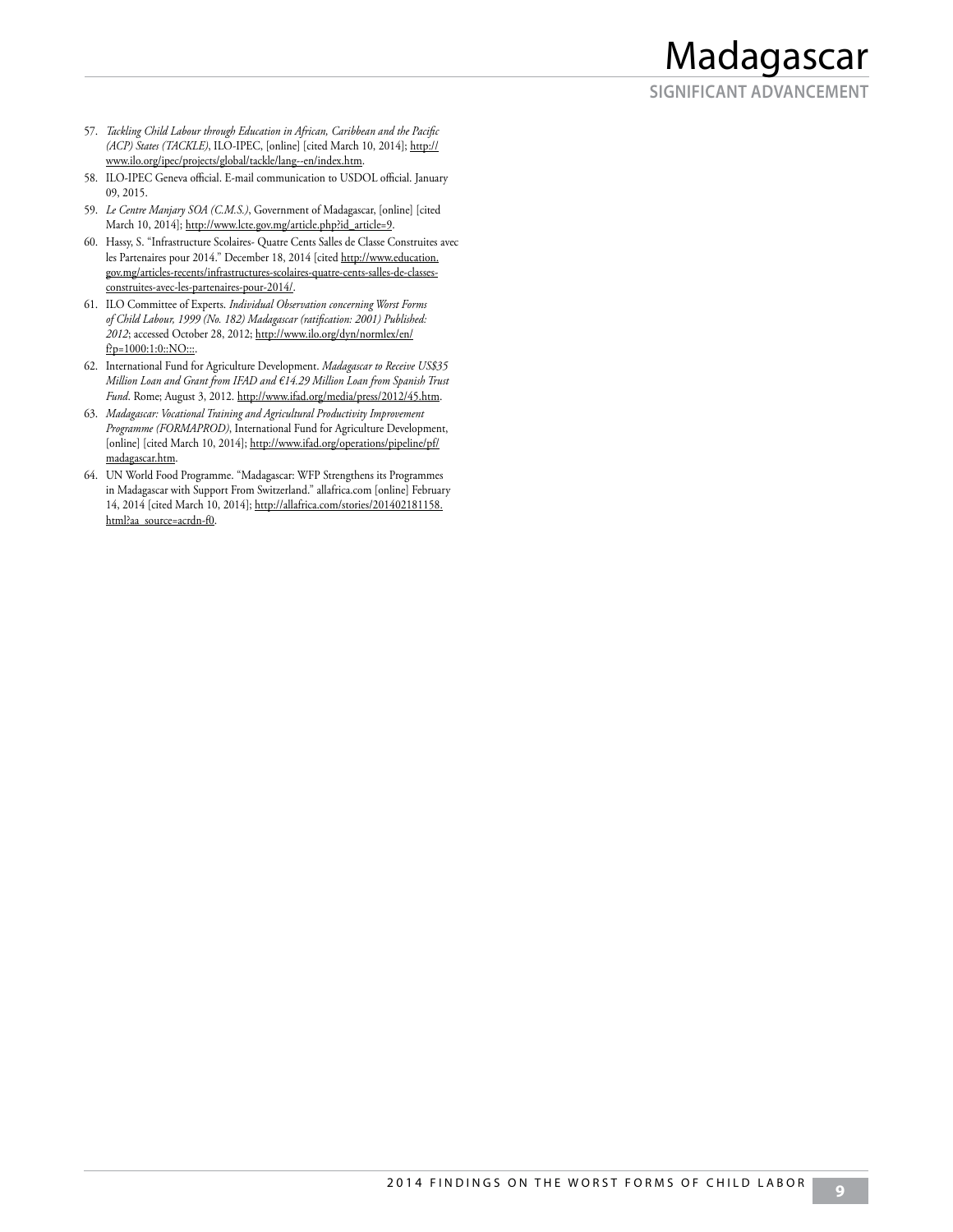57. *Tackling Child Labour through Education in African, Caribbean and the Pacific (ACP) States (TACKLE)*, ILO-IPEC, [online] [cited March 10, 2014]; http://www.ilo.org/ipec/projects/global/tackle/lang--en/index.htm.
58. ILO-IPEC Geneva official. E-mail communication to USDOL official. January 09, 2015.
59. *Le Centre Manjary SOA (C.M.S.)*, Government of Madagascar, [online] [cited March 10, 2014]; http://www.lcte.gov.mg/article.php?id_article=9.
60. Hassy, S. "Infrastructure Scolaires- Quatre Cents Salles de Classe Construites avec les Partenaires pour 2014." December 18, 2014 [cited http://www.education.gov.mg/articles-recents/infrastructures-scolaires-quatre-cents-salles-de-classes-construites-avec-les-partenaires-pour-2014/.
61. ILO Committee of Experts. *Individual Observation concerning Worst Forms of Child Labour, 1999 (No. 182) Madagascar (ratification: 2001) Published: 2012*; accessed October 28, 2012; http://www.ilo.org/dyn/normlex/en/f?p=1000:1:0::NO:::.
62. International Fund for Agriculture Development. *Madagascar to Receive US$35 Million Loan and Grant from IFAD and €14.29 Million Loan from Spanish Trust Fund*. Rome; August 3, 2012. http://www.ifad.org/media/press/2012/45.htm.
63. *Madagascar: Vocational Training and Agricultural Productivity Improvement Programme (FORMAPROD)*, International Fund for Agriculture Development, [online] [cited March 10, 2014]; http://www.ifad.org/operations/pipeline/pf/madagascar.htm.
64. UN World Food Programme. "Madagascar: WFP Strengthens its Programmes in Madagascar with Support From Switzerland." allafrica.com [online] February 14, 2014 [cited March 10, 2014]; http://allafrica.com/stories/201402181158.html?aa_source=acrdn-f0.